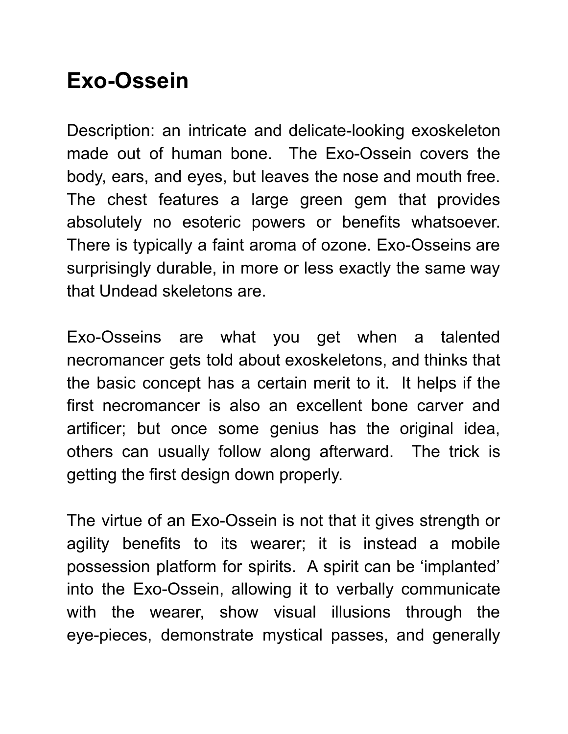# Exo-Ossein

Description: an intricate and delicate-looking exoskeleton made out of human bone. The Exo-Ossein covers the body, ears, and eyes, but leaves the nose and mouth free. The chest features a large green gem that provides absolutely no esoteric powers or benefits whatsoever. There is typically a faint aroma of ozone. Exo-Osseins are surprisingly durable, in more or less exactly the same way that Undead skeletons are.

Exo-Osseins are what you get when a talented necromancer gets told about exoskeletons, and thinks that the basic concept has a certain merit to it. It helps if the first necromancer is also an excellent bone carver and artificer; but once some genius has the original idea, others can usually follow along afterward. The trick is getting the first design down properly.

The virtue of an Exo-Ossein is not that it gives strength or agility benefits to its wearer; it is instead a mobile possession platform for spirits. A spirit can be 'implanted' into the Exo-Ossein, allowing it to verbally communicate with the wearer, show visual illusions through the eye-pieces, demonstrate mystical passes, and generally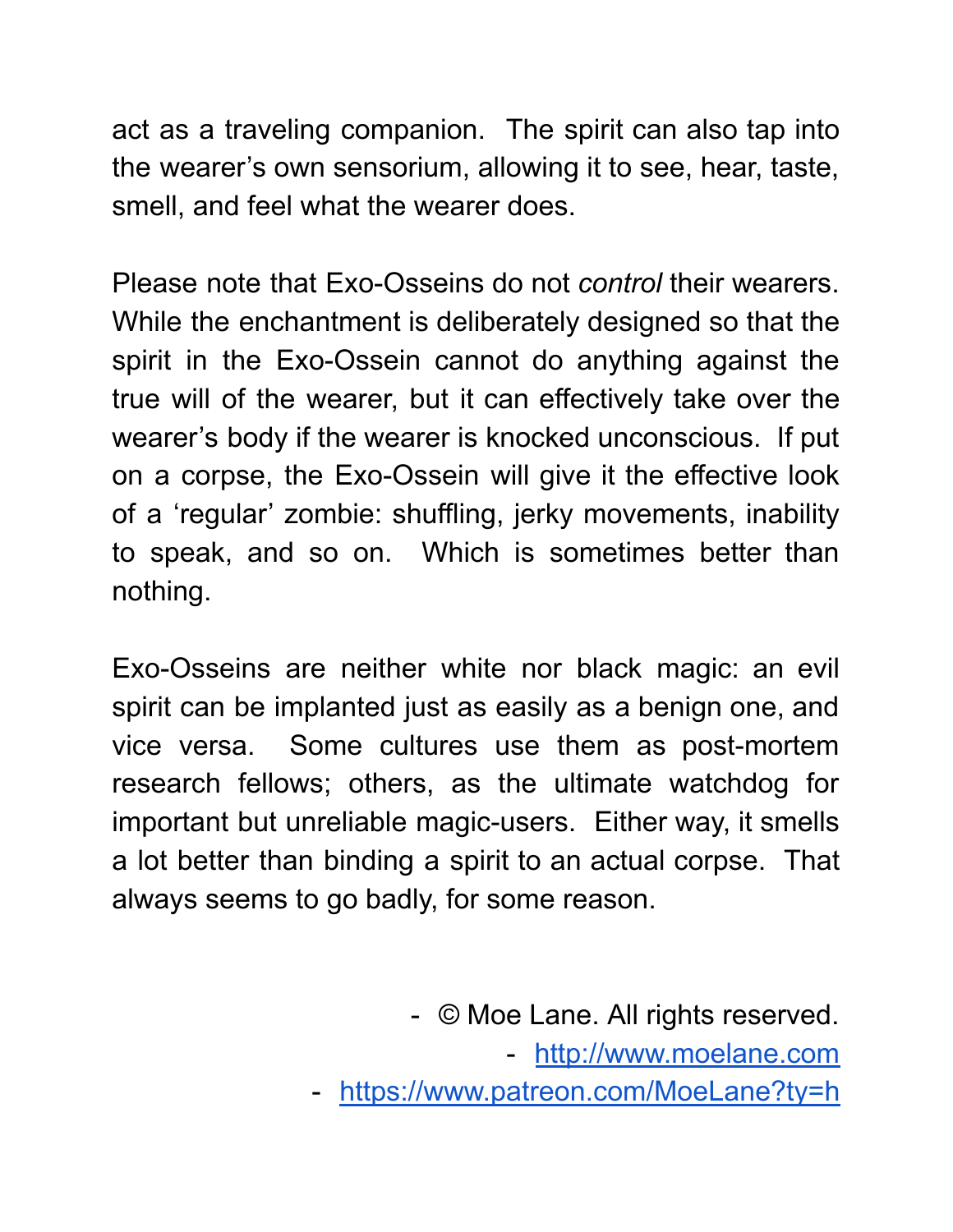act as a traveling companion.  The spirit can also tap into the wearer's own sensorium, allowing it to see, hear, taste, smell, and feel what the wearer does.

Please note that Exo-Osseins do not *control* their wearers. While the enchantment is deliberately designed so that the spirit in the Exo-Ossein cannot do anything against the true will of the wearer, but it can effectively take over the wearer's body if the wearer is knocked unconscious.  If put on a corpse, the Exo-Ossein will give it the effective look of a 'regular' zombie: shuffling, jerky movements, inability to speak, and so on.  Which is sometimes better than nothing.

Exo-Osseins are neither white nor black magic: an evil spirit can be implanted just as easily as a benign one, and vice versa.  Some cultures use them as post-mortem research fellows; others, as the ultimate watchdog for important but unreliable magic-users.  Either way, it smells a lot better than binding a spirit to an actual corpse.  That always seems to go badly, for some reason.

- © Moe Lane. All rights reserved.
- [http://www.moelane.com](http://www.moelane.com)
- [https://www.patreon.com/MoeLane?ty=h](https://www.patreon.com/MoeLane?ty=h)